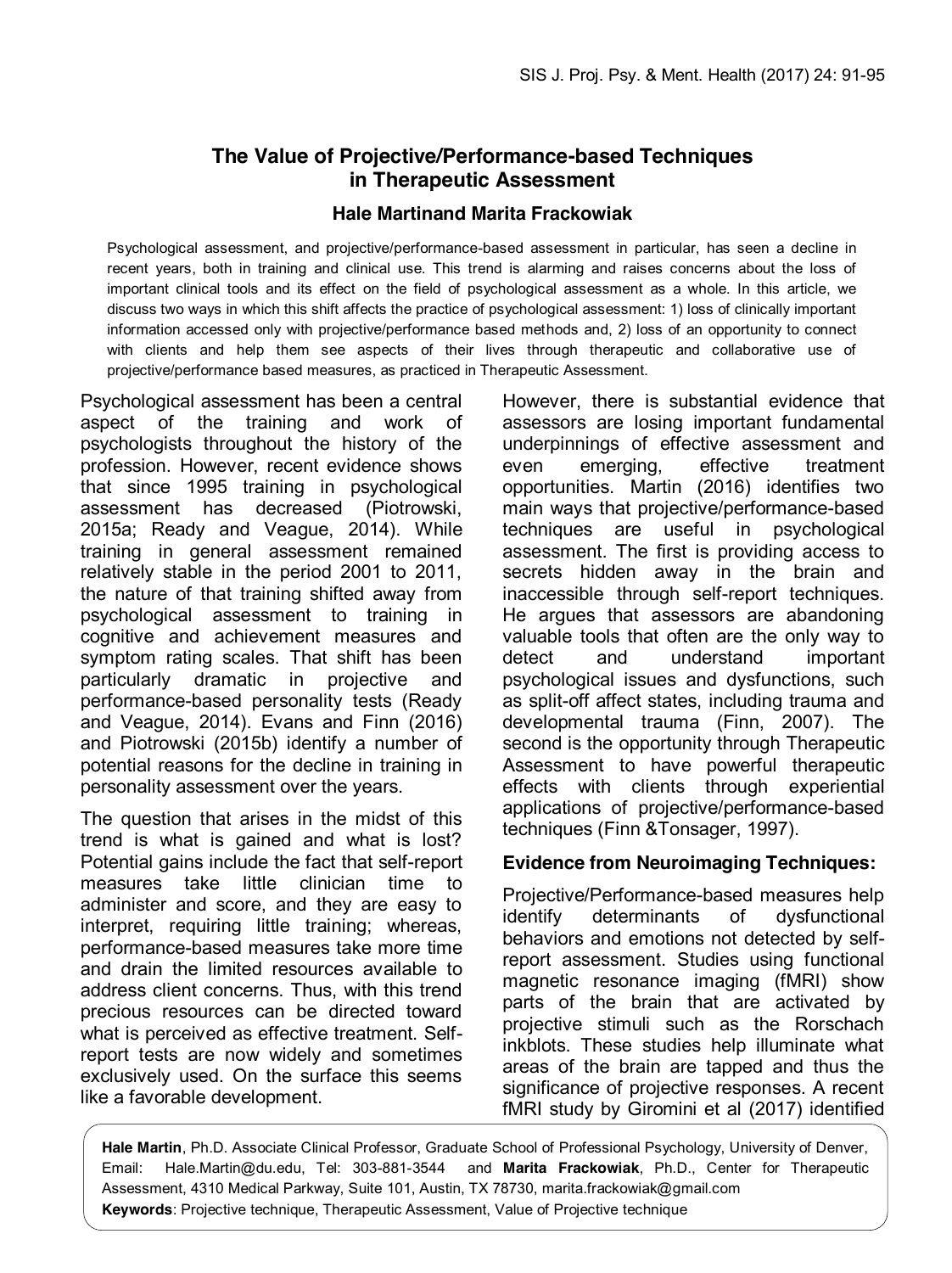# The Value of Projective/Performance-based Techniques in Therapeutic Assessment

**Hale Martinand Marita Frackowiak**

Psychological assessment, and projective/performance-based assessment in particular, has seen a decline in recent years, both in training and clinical use. This trend is alarming and raises concerns about the loss of important clinical tools and its effect on the field of psychological assessment as a whole. In this article, we discuss two ways in which this shift affects the practice of psychological assessment: 1) loss of clinically important information accessed only with projective/performance based methods and, 2) loss of an opportunity to connect with clients and help them see aspects of their lives through therapeutic and collaborative use of projective/performance based measures, as practiced in Therapeutic Assessment.

Psychological assessment has been a central aspect of the training and work of psychologists throughout the history of the profession. However, recent evidence shows that since 1995 training in psychological assessment has decreased (Piotrowski, 2015a; Ready and Veague, 2014). While training in general assessment remained relatively stable in the period 2001 to 2011, the nature of that training shifted away from psychological assessment to training in cognitive and achievement measures and symptom rating scales. That shift has been particularly dramatic in projective and performance-based personality tests (Ready and Veague, 2014). Evans and Finn (2016) and Piotrowski (2015b) identify a number of potential reasons for the decline in training in personality assessment over the years.

The question that arises in the midst of this trend is what is gained and what is lost? Potential gains include the fact that self-report measures take little clinician time to administer and score, and they are easy to interpret, requiring little training; whereas, performance-based measures take more time and drain the limited resources available to address client concerns. Thus, with this trend precious resources can be directed toward what is perceived as effective treatment. Self-report tests are now widely and sometimes exclusively used. On the surface this seems like a favorable development.

However, there is substantial evidence that assessors are losing important fundamental underpinnings of effective assessment and even emerging, effective treatment opportunities. Martin (2016) identifies two main ways that projective/performance-based techniques are useful in psychological assessment. The first is providing access to secrets hidden away in the brain and inaccessible through self-report techniques. He argues that assessors are abandoning valuable tools that often are the only way to detect and understand important psychological issues and dysfunctions, such as split-off affect states, including trauma and developmental trauma (Finn, 2007). The second is the opportunity through Therapeutic Assessment to have powerful therapeutic effects with clients through experiential applications of projective/performance-based techniques (Finn &Tonsager, 1997).

## Evidence from Neuroimaging Techniques:

Projective/Performance-based measures help identify determinants of dysfunctional behaviors and emotions not detected by self-report assessment. Studies using functional magnetic resonance imaging (fMRI) show parts of the brain that are activated by projective stimuli such as the Rorschach inkblots. These studies help illuminate what areas of the brain are tapped and thus the significance of projective responses. A recent fMRI study by Giromini et al (2017) identified

**Hale Martin**, Ph.D. Associate Clinical Professor, Graduate School of Professional Psychology, University of Denver, Email: Hale.Martin@du.edu, Tel: 303-881-3544 and **Marita Frackowiak**, Ph.D., Center for Therapeutic Assessment, 4310 Medical Parkway, Suite 101, Austin, TX 78730, marita.frackowiak@gmail.com

**Keywords**: Projective technique, Therapeutic Assessment, Value of Projective technique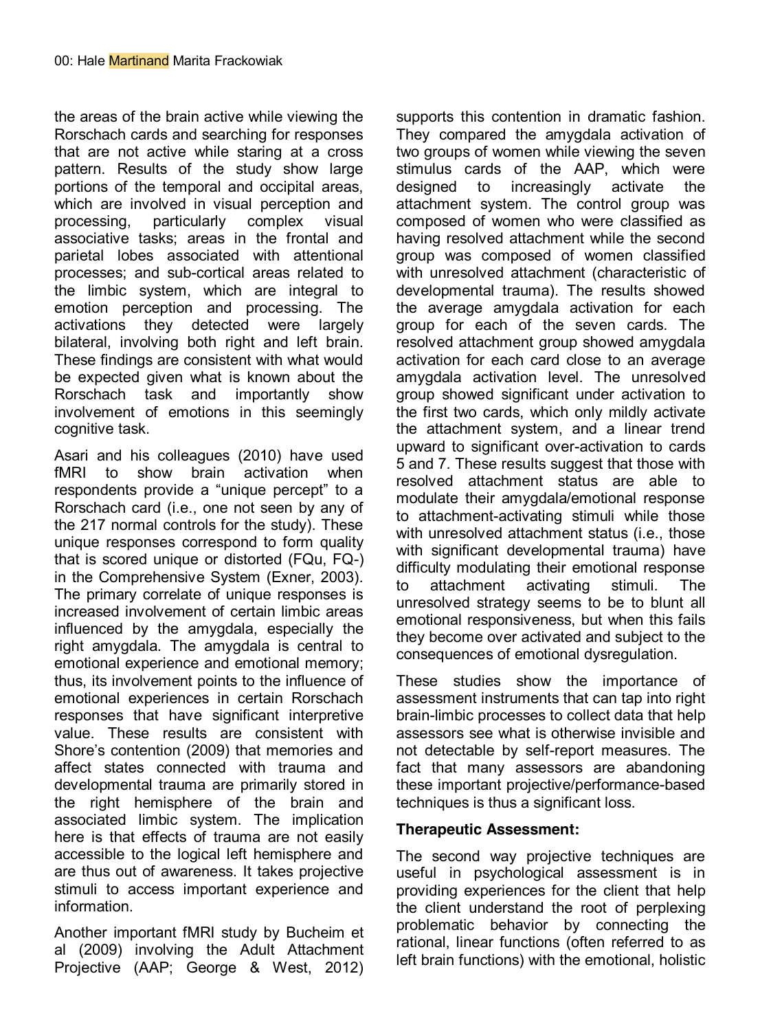the areas of the brain active while viewing the Rorschach cards and searching for responses that are not active while staring at a cross pattern. Results of the study show large portions of the temporal and occipital areas, which are involved in visual perception and processing, particularly complex visual associative tasks; areas in the frontal and parietal lobes associated with attentional processes; and sub-cortical areas related to the limbic system, which are integral to emotion perception and processing. The activations they detected were largely bilateral, involving both right and left brain. These findings are consistent with what would be expected given what is known about the Rorschach task and importantly show involvement of emotions in this seemingly cognitive task.

Asari and his colleagues (2010) have used fMRI to show brain activation when respondents provide a "unique percept" to a Rorschach card (i.e., one not seen by any of the 217 normal controls for the study). These unique responses correspond to form quality that is scored unique or distorted (FQu, FQ-) in the Comprehensive System (Exner, 2003). The primary correlate of unique responses is increased involvement of certain limbic areas influenced by the amygdala, especially the right amygdala. The amygdala is central to emotional experience and emotional memory; thus, its involvement points to the influence of emotional experiences in certain Rorschach responses that have significant interpretive value. These results are consistent with Shore's contention (2009) that memories and affect states connected with trauma and developmental trauma are primarily stored in the right hemisphere of the brain and associated limbic system. The implication here is that effects of trauma are not easily accessible to the logical left hemisphere and are thus out of awareness. It takes projective stimuli to access important experience and information.

Another important fMRI study by Bucheim et al (2009) involving the Adult Attachment Projective (AAP; George & West, 2012) supports this contention in dramatic fashion. They compared the amygdala activation of two groups of women while viewing the seven stimulus cards of the AAP, which were designed to increasingly activate the attachment system. The control group was composed of women who were classified as having resolved attachment while the second group was composed of women classified with unresolved attachment (characteristic of developmental trauma). The results showed the average amygdala activation for each group for each of the seven cards. The resolved attachment group showed amygdala activation for each card close to an average amygdala activation level. The unresolved group showed significant under activation to the first two cards, which only mildly activate the attachment system, and a linear trend upward to significant over-activation to cards 5 and 7. These results suggest that those with resolved attachment status are able to modulate their amygdala/emotional response to attachment-activating stimuli while those with unresolved attachment status (i.e., those with significant developmental trauma) have difficulty modulating their emotional response to attachment activating stimuli. The unresolved strategy seems to be to blunt all emotional responsiveness, but when this fails they become over activated and subject to the consequences of emotional dysregulation.

These studies show the importance of assessment instruments that can tap into right brain-limbic processes to collect data that help assessors see what is otherwise invisible and not detectable by self-report measures. The fact that many assessors are abandoning these important projective/performance-based techniques is thus a significant loss.

**Therapeutic Assessment:**

The second way projective techniques are useful in psychological assessment is in providing experiences for the client that help the client understand the root of perplexing problematic behavior by connecting the rational, linear functions (often referred to as left brain functions) with the emotional, holistic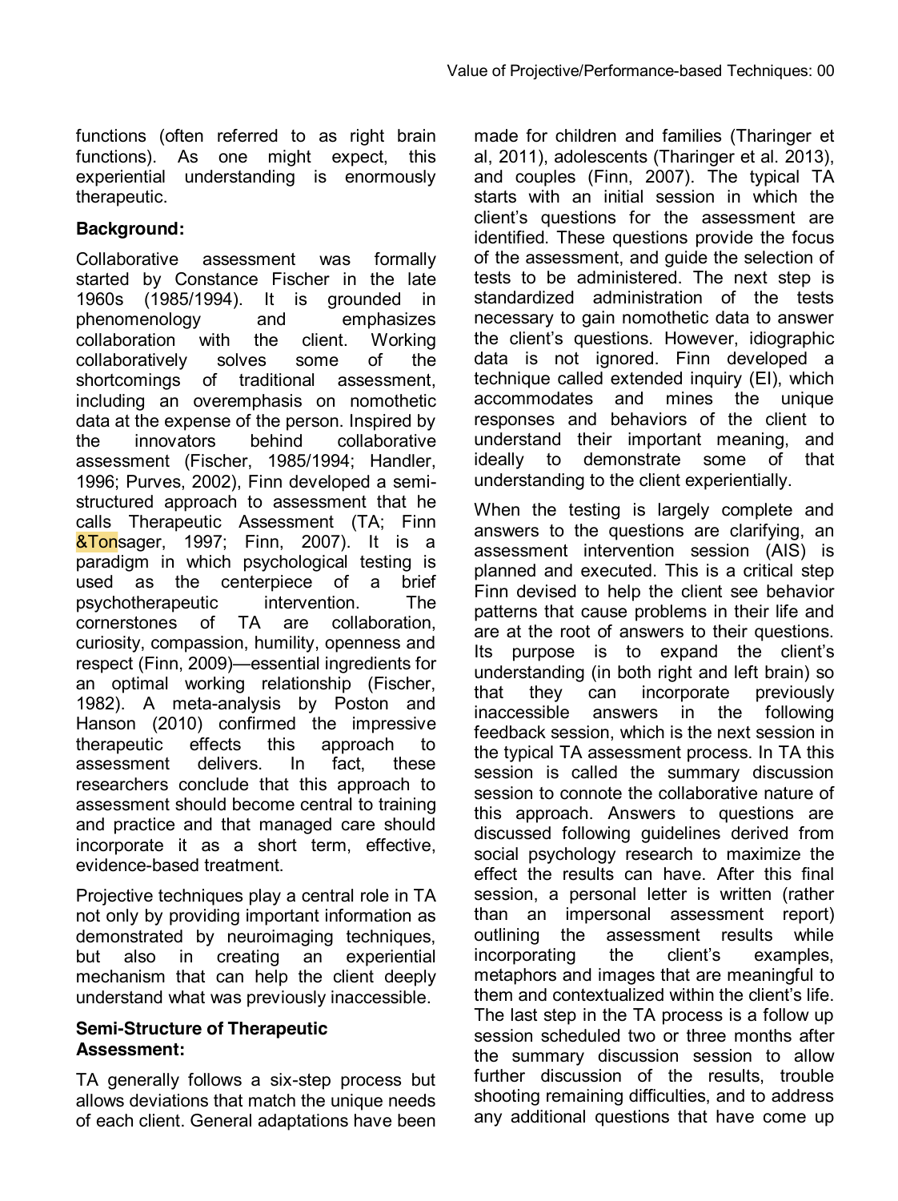functions (often referred to as right brain functions). As one might expect, this experiential understanding is enormously therapeutic.

**Background:**

Collaborative assessment was formally started by Constance Fischer in the late 1960s (1985/1994). It is grounded in phenomenology and emphasizes collaboration with the client. Working collaboratively solves some of the shortcomings of traditional assessment, including an overemphasis on nomothetic data at the expense of the person. Inspired by the innovators behind collaborative assessment (Fischer, 1985/1994; Handler, 1996; Purves, 2002), Finn developed a semi-structured approach to assessment that he calls Therapeutic Assessment (TA; Finn &Tonsager, 1997; Finn, 2007). It is a paradigm in which psychological testing is used as the centerpiece of a brief psychotherapeutic intervention. The cornerstones of TA are collaboration, curiosity, compassion, humility, openness and respect (Finn, 2009)—essential ingredients for an optimal working relationship (Fischer, 1982). A meta-analysis by Poston and Hanson (2010) confirmed the impressive therapeutic effects this approach to assessment delivers. In fact, these researchers conclude that this approach to assessment should become central to training and practice and that managed care should incorporate it as a short term, effective, evidence-based treatment.

Projective techniques play a central role in TA not only by providing important information as demonstrated by neuroimaging techniques, but also in creating an experiential mechanism that can help the client deeply understand what was previously inaccessible.

**Semi-Structure of Therapeutic Assessment:**

TA generally follows a six-step process but allows deviations that match the unique needs of each client. General adaptations have been made for children and families (Tharinger et al, 2011), adolescents (Tharinger et al. 2013), and couples (Finn, 2007). The typical TA starts with an initial session in which the client's questions for the assessment are identified. These questions provide the focus of the assessment, and guide the selection of tests to be administered. The next step is standardized administration of the tests necessary to gain nomothetic data to answer the client's questions. However, idiographic data is not ignored. Finn developed a technique called extended inquiry (EI), which accommodates and mines the unique responses and behaviors of the client to understand their important meaning, and ideally to demonstrate some of that understanding to the client experientially.

When the testing is largely complete and answers to the questions are clarifying, an assessment intervention session (AIS) is planned and executed. This is a critical step Finn devised to help the client see behavior patterns that cause problems in their life and are at the root of answers to their questions. Its purpose is to expand the client's understanding (in both right and left brain) so that they can incorporate previously inaccessible answers in the following feedback session, which is the next session in the typical TA assessment process. In TA this session is called the summary discussion session to connote the collaborative nature of this approach. Answers to questions are discussed following guidelines derived from social psychology research to maximize the effect the results can have. After this final session, a personal letter is written (rather than an impersonal assessment report) outlining the assessment results while incorporating the client's examples, metaphors and images that are meaningful to them and contextualized within the client's life. The last step in the TA process is a follow up session scheduled two or three months after the summary discussion session to allow further discussion of the results, trouble shooting remaining difficulties, and to address any additional questions that have come up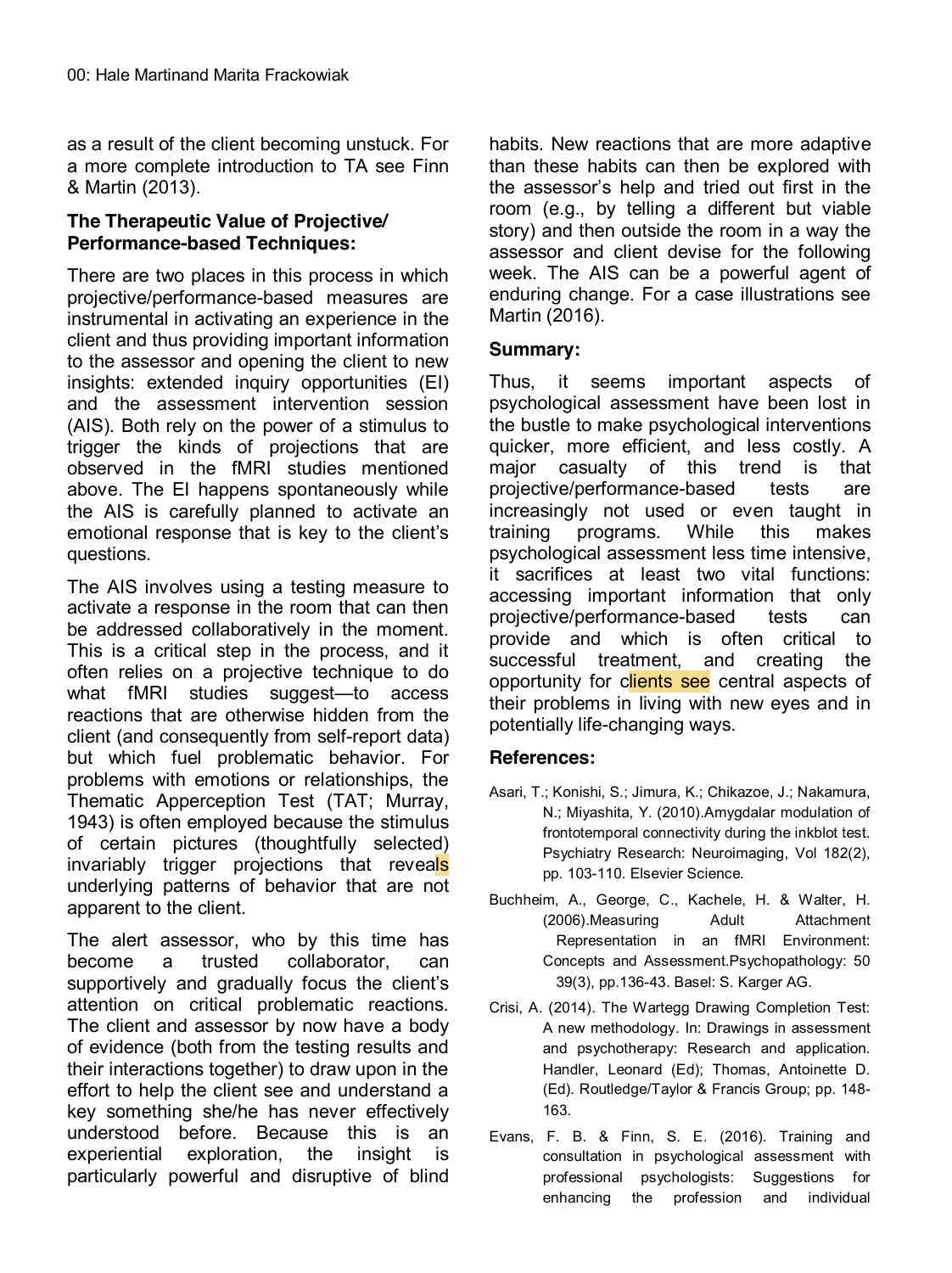as a result of the client becoming unstuck. For a more complete introduction to TA see Finn & Martin (2013).

## The Therapeutic Value of Projective/ Performance-based Techniques:

There are two places in this process in which projective/performance-based measures are instrumental in activating an experience in the client and thus providing important information to the assessor and opening the client to new insights: extended inquiry opportunities (EI) and the assessment intervention session (AIS). Both rely on the power of a stimulus to trigger the kinds of projections that are observed in the fMRI studies mentioned above. The EI happens spontaneously while the AIS is carefully planned to activate an emotional response that is key to the client's questions.

The AIS involves using a testing measure to activate a response in the room that can then be addressed collaboratively in the moment. This is a critical step in the process, and it often relies on a projective technique to do what fMRI studies suggest—to access reactions that are otherwise hidden from the client (and consequently from self-report data) but which fuel problematic behavior. For problems with emotions or relationships, the Thematic Apperception Test (TAT; Murray, 1943) is often employed because the stimulus of certain pictures (thoughtfully selected) invariably trigger projections that reveals underlying patterns of behavior that are not apparent to the client.

The alert assessor, who by this time has become a trusted collaborator, can supportively and gradually focus the client's attention on critical problematic reactions. The client and assessor by now have a body of evidence (both from the testing results and their interactions together) to draw upon in the effort to help the client see and understand a key something she/he has never effectively understood before. Because this is an experiential exploration, the insight is particularly powerful and disruptive of blind habits. New reactions that are more adaptive than these habits can then be explored with the assessor's help and tried out first in the room (e.g., by telling a different but viable story) and then outside the room in a way the assessor and client devise for the following week. The AIS can be a powerful agent of enduring change. For a case illustrations see Martin (2016).

## Summary:

Thus, it seems important aspects of psychological assessment have been lost in the bustle to make psychological interventions quicker, more efficient, and less costly. A major casualty of this trend is that projective/performance-based tests are increasingly not used or even taught in training programs. While this makes psychological assessment less time intensive, it sacrifices at least two vital functions: accessing important information that only projective/performance-based tests can provide and which is often critical to successful treatment, and creating the opportunity for clients see central aspects of their problems in living with new eyes and in potentially life-changing ways.

## References:

Asari, T.; Konishi, S.; Jimura, K.; Chikazoe, J.; Nakamura, N.; Miyashita, Y. (2010).Amygdalar modulation of frontotemporal connectivity during the inkblot test. Psychiatry Research: Neuroimaging, Vol 182(2), pp. 103-110. Elsevier Science.

Buchheim, A., George, C., Kachele, H. & Walter, H. (2006).Measuring Adult Attachment Representation in an fMRI Environment: Concepts and Assessment.Psychopathology: 50 39(3), pp.136-43. Basel: S. Karger AG.

Crisi, A. (2014). The Wartegg Drawing Completion Test: A new methodology. In: Drawings in assessment and psychotherapy: Research and application. Handler, Leonard (Ed); Thomas, Antoinette D. (Ed). Routledge/Taylor & Francis Group; pp. 148-163.

Evans, F. B. & Finn, S. E. (2016). Training and consultation in psychological assessment with professional psychologists: Suggestions for enhancing the profession and individual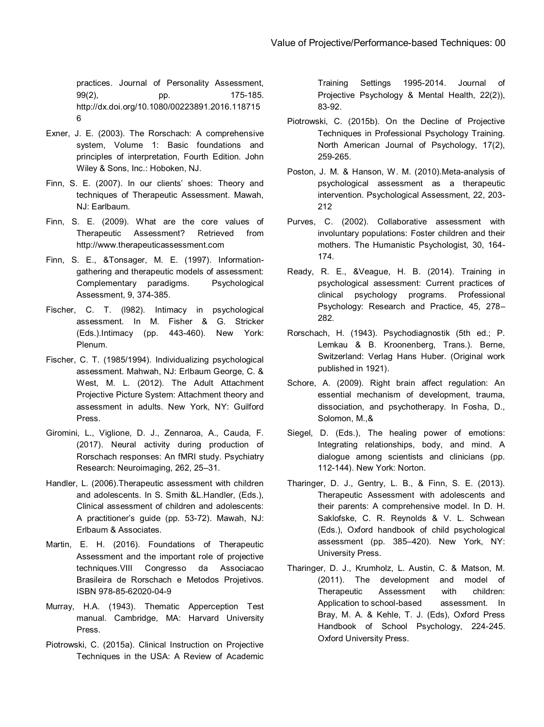practices. Journal of Personality Assessment, 99(2), pp. 175-185. http://dx.doi.org/10.1080/00223891.2016.1187156

Exner, J. E. (2003). The Rorschach: A comprehensive system, Volume 1: Basic foundations and principles of interpretation, Fourth Edition. John Wiley & Sons, Inc.: Hoboken, NJ.

Finn, S. E. (2007). In our clients' shoes: Theory and techniques of Therapeutic Assessment. Mawah, NJ: Earlbaum.

Finn, S. E. (2009). What are the core values of Therapeutic Assessment? Retrieved from http://www.therapeuticassessment.com

Finn, S. E., &Tonsager, M. E. (1997). Information-gathering and therapeutic models of assessment: Complementary paradigms. Psychological Assessment, 9, 374-385.

Fischer, C. T. (l982). Intimacy in psychological assessment. In M. Fisher & G. Stricker (Eds.).Intimacy (pp. 443-460). New York: Plenum.

Fischer, C. T. (1985/1994). Individualizing psychological assessment. Mahwah, NJ: Erlbaum George, C. & West, M. L. (2012). The Adult Attachment Projective Picture System: Attachment theory and assessment in adults. New York, NY: Guilford Press.

Giromini, L., Viglione, D. J., Zennaroa, A., Cauda, F. (2017). Neural activity during production of Rorschach responses: An fMRI study. Psychiatry Research: Neuroimaging, 262, 25–31.

Handler, L. (2006).Therapeutic assessment with children and adolescents. In S. Smith &L.Handler, (Eds.), Clinical assessment of children and adolescents: A practitioner's guide (pp. 53-72). Mawah, NJ: Erlbaum & Associates.

Martin, E. H. (2016). Foundations of Therapeutic Assessment and the important role of projective techniques.VIII Congresso da Associacao Brasileira de Rorschach e Metodos Projetivos. ISBN 978-85-62020-04-9

Murray, H.A. (1943). Thematic Apperception Test manual. Cambridge, MA: Harvard University Press.

Piotrowski, C. (2015a). Clinical Instruction on Projective Techniques in the USA: A Review of Academic Training Settings 1995-2014. Journal of Projective Psychology & Mental Health, 22(2)), 83-92.

Piotrowski, C. (2015b). On the Decline of Projective Techniques in Professional Psychology Training. North American Journal of Psychology, 17(2), 259-265.

Poston, J. M. & Hanson, W. M. (2010).Meta-analysis of psychological assessment as a therapeutic intervention. Psychological Assessment, 22, 203-212

Purves, C. (2002). Collaborative assessment with involuntary populations: Foster children and their mothers. The Humanistic Psychologist, 30, 164-174.

Ready, R. E., &Veague, H. B. (2014). Training in psychological assessment: Current practices of clinical psychology programs. Professional Psychology: Research and Practice, 45, 278–282.

Rorschach, H. (1943). Psychodiagnostik (5th ed.; P. Lemkau & B. Kroonenberg, Trans.). Berne, Switzerland: Verlag Hans Huber. (Original work published in 1921).

Schore, A. (2009). Right brain affect regulation: An essential mechanism of development, trauma, dissociation, and psychotherapy. In Fosha, D., Solomon, M.,&

Siegel, D. (Eds.), The healing power of emotions: Integrating relationships, body, and mind. A dialogue among scientists and clinicians (pp. 112-144). New York: Norton.

Tharinger, D. J., Gentry, L. B., & Finn, S. E. (2013). Therapeutic Assessment with adolescents and their parents: A comprehensive model. In D. H. Saklofske, C. R. Reynolds & V. L. Schwean (Eds.), Oxford handbook of child psychological assessment (pp. 385–420). New York, NY: University Press.

Tharinger, D. J., Krumholz, L. Austin, C. & Matson, M. (2011). The development and model of Therapeutic Assessment with children: Application to school-based assessment. In Bray, M. A. & Kehle, T. J. (Eds), Oxford Press Handbook of School Psychology, 224-245. Oxford University Press.